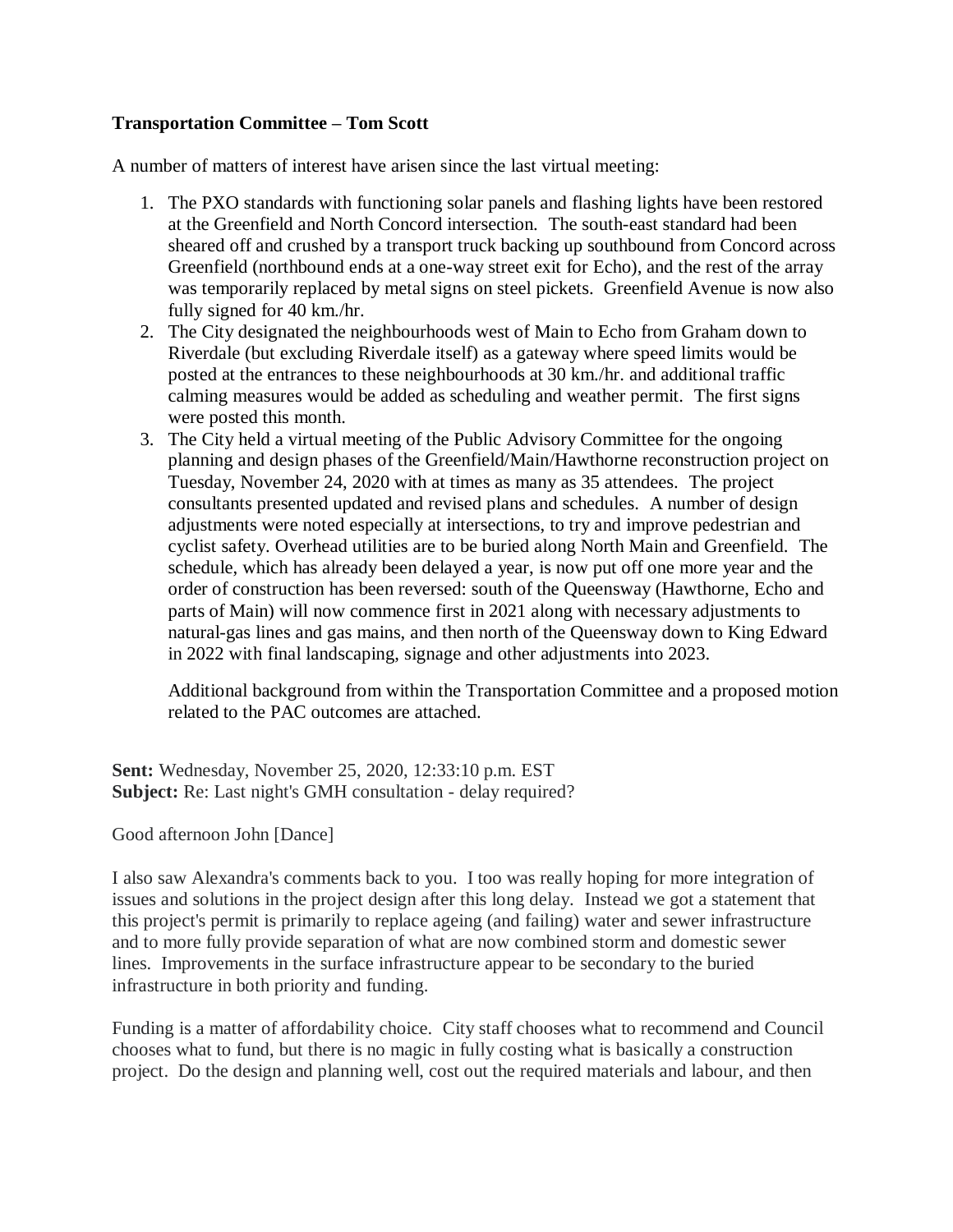**Transportation Committee – Tom Scott**

A number of matters of interest have arisen since the last virtual meeting:

1. The PXO standards with functioning solar panels and flashing lights have been restored at the Greenfield and North Concord intersection. The south-east standard had been sheared off and crushed by a transport truck backing up southbound from Concord across Greenfield (northbound ends at a one-way street exit for Echo), and the rest of the array was temporarily replaced by metal signs on steel pickets. Greenfield Avenue is now also fully signed for 40 km./hr.
2. The City designated the neighbourhoods west of Main to Echo from Graham down to Riverdale (but excluding Riverdale itself) as a gateway where speed limits would be posted at the entrances to these neighbourhoods at 30 km./hr. and additional traffic calming measures would be added as scheduling and weather permit. The first signs were posted this month.
3. The City held a virtual meeting of the Public Advisory Committee for the ongoing planning and design phases of the Greenfield/Main/Hawthorne reconstruction project on Tuesday, November 24, 2020 with at times as many as 35 attendees. The project consultants presented updated and revised plans and schedules. A number of design adjustments were noted especially at intersections, to try and improve pedestrian and cyclist safety. Overhead utilities are to be buried along North Main and Greenfield. The schedule, which has already been delayed a year, is now put off one more year and the order of construction has been reversed: south of the Queensway (Hawthorne, Echo and parts of Main) will now commence first in 2021 along with necessary adjustments to natural-gas lines and gas mains, and then north of the Queensway down to King Edward in 2022 with final landscaping, signage and other adjustments into 2023.

   Additional background from within the Transportation Committee and a proposed motion related to the PAC outcomes are attached.

**Sent:** Wednesday, November 25, 2020, 12:33:10 p.m. EST
**Subject:** Re: Last night's GMH consultation - delay required?

Good afternoon John [Dance]

I also saw Alexandra's comments back to you. I too was really hoping for more integration of issues and solutions in the project design after this long delay. Instead we got a statement that this project's permit is primarily to replace ageing (and failing) water and sewer infrastructure and to more fully provide separation of what are now combined storm and domestic sewer lines. Improvements in the surface infrastructure appear to be secondary to the buried infrastructure in both priority and funding.

Funding is a matter of affordability choice. City staff chooses what to recommend and Council chooses what to fund, but there is no magic in fully costing what is basically a construction project. Do the design and planning well, cost out the required materials and labour, and then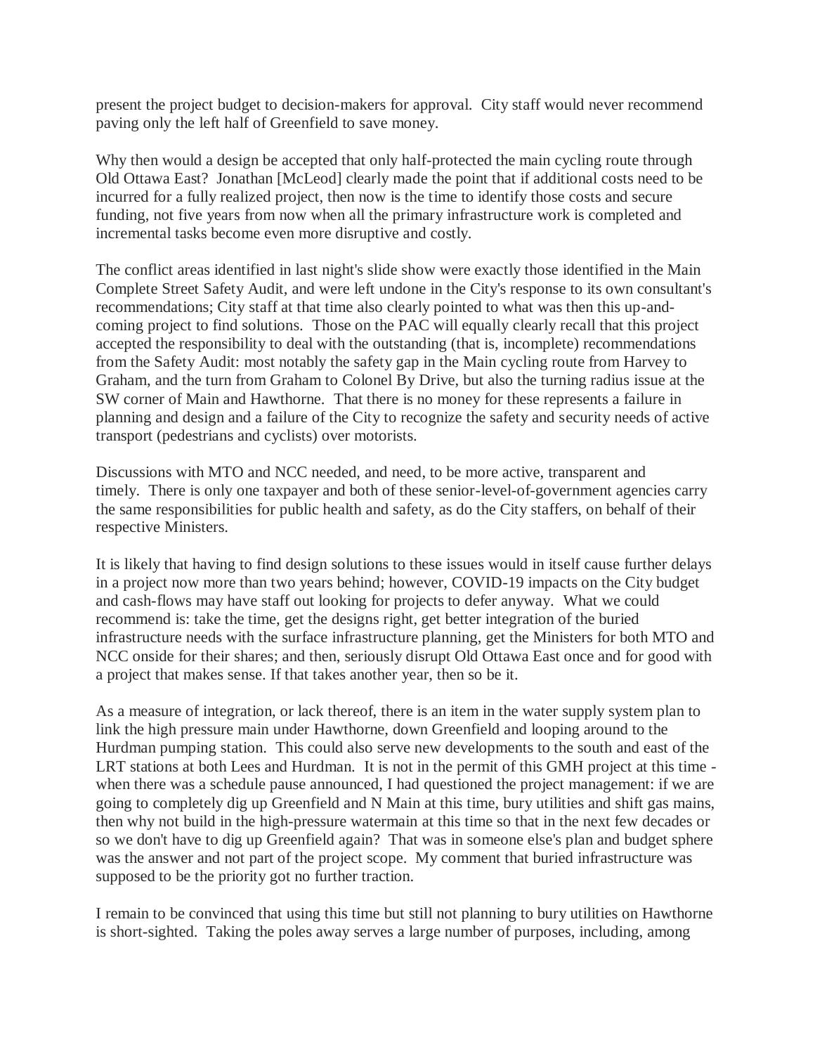present the project budget to decision-makers for approval. City staff would never recommend paving only the left half of Greenfield to save money.

Why then would a design be accepted that only half-protected the main cycling route through Old Ottawa East? Jonathan [McLeod] clearly made the point that if additional costs need to be incurred for a fully realized project, then now is the time to identify those costs and secure funding, not five years from now when all the primary infrastructure work is completed and incremental tasks become even more disruptive and costly.

The conflict areas identified in last night's slide show were exactly those identified in the Main Complete Street Safety Audit, and were left undone in the City's response to its own consultant's recommendations; City staff at that time also clearly pointed to what was then this up-and-coming project to find solutions. Those on the PAC will equally clearly recall that this project accepted the responsibility to deal with the outstanding (that is, incomplete) recommendations from the Safety Audit: most notably the safety gap in the Main cycling route from Harvey to Graham, and the turn from Graham to Colonel By Drive, but also the turning radius issue at the SW corner of Main and Hawthorne. That there is no money for these represents a failure in planning and design and a failure of the City to recognize the safety and security needs of active transport (pedestrians and cyclists) over motorists.

Discussions with MTO and NCC needed, and need, to be more active, transparent and timely. There is only one taxpayer and both of these senior-level-of-government agencies carry the same responsibilities for public health and safety, as do the City staffers, on behalf of their respective Ministers.

It is likely that having to find design solutions to these issues would in itself cause further delays in a project now more than two years behind; however, COVID-19 impacts on the City budget and cash-flows may have staff out looking for projects to defer anyway. What we could recommend is: take the time, get the designs right, get better integration of the buried infrastructure needs with the surface infrastructure planning, get the Ministers for both MTO and NCC onside for their shares; and then, seriously disrupt Old Ottawa East once and for good with a project that makes sense. If that takes another year, then so be it.

As a measure of integration, or lack thereof, there is an item in the water supply system plan to link the high pressure main under Hawthorne, down Greenfield and looping around to the Hurdman pumping station. This could also serve new developments to the south and east of the LRT stations at both Lees and Hurdman. It is not in the permit of this GMH project at this time - when there was a schedule pause announced, I had questioned the project management: if we are going to completely dig up Greenfield and N Main at this time, bury utilities and shift gas mains, then why not build in the high-pressure watermain at this time so that in the next few decades or so we don't have to dig up Greenfield again? That was in someone else's plan and budget sphere was the answer and not part of the project scope. My comment that buried infrastructure was supposed to be the priority got no further traction.

I remain to be convinced that using this time but still not planning to bury utilities on Hawthorne is short-sighted. Taking the poles away serves a large number of purposes, including, among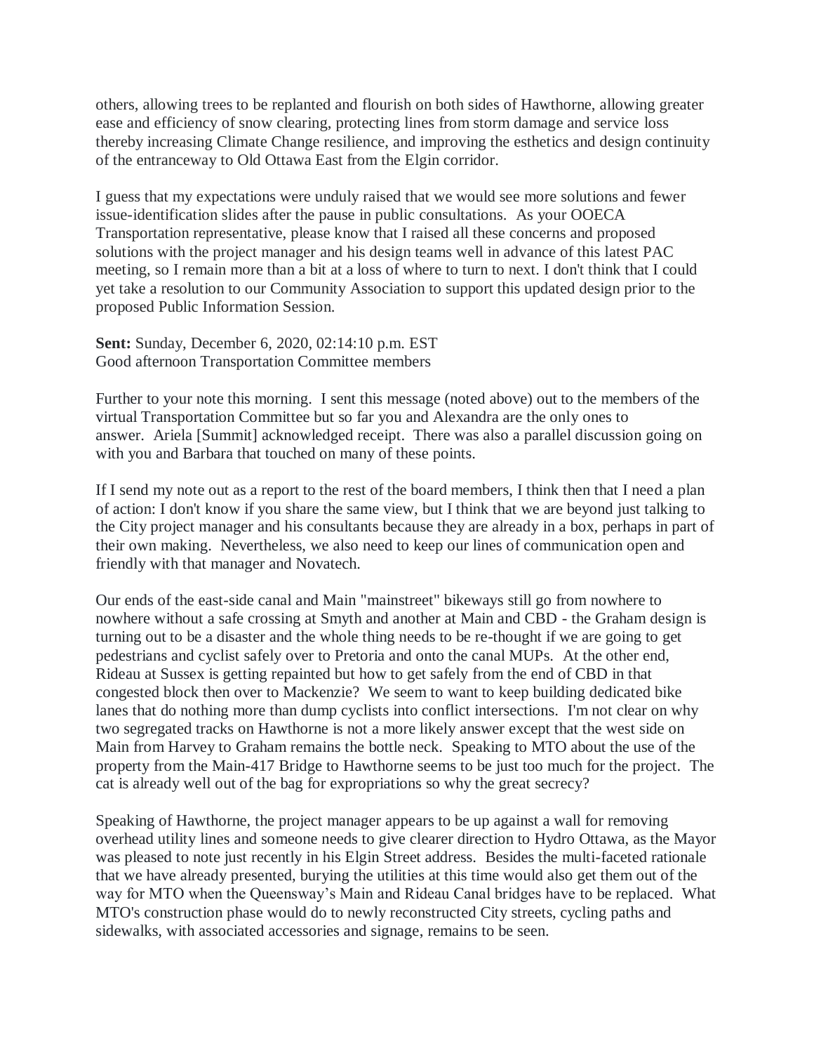others, allowing trees to be replanted and flourish on both sides of Hawthorne, allowing greater ease and efficiency of snow clearing, protecting lines from storm damage and service loss thereby increasing Climate Change resilience, and improving the esthetics and design continuity of the entranceway to Old Ottawa East from the Elgin corridor.

I guess that my expectations were unduly raised that we would see more solutions and fewer issue-identification slides after the pause in public consultations. As your OOECA Transportation representative, please know that I raised all these concerns and proposed solutions with the project manager and his design teams well in advance of this latest PAC meeting, so I remain more than a bit at a loss of where to turn to next. I don't think that I could yet take a resolution to our Community Association to support this updated design prior to the proposed Public Information Session.

**Sent:** Sunday, December 6, 2020, 02:14:10 p.m. EST
Good afternoon Transportation Committee members

Further to your note this morning. I sent this message (noted above) out to the members of the virtual Transportation Committee but so far you and Alexandra are the only ones to answer. Ariela [Summit] acknowledged receipt. There was also a parallel discussion going on with you and Barbara that touched on many of these points.

If I send my note out as a report to the rest of the board members, I think then that I need a plan of action: I don't know if you share the same view, but I think that we are beyond just talking to the City project manager and his consultants because they are already in a box, perhaps in part of their own making. Nevertheless, we also need to keep our lines of communication open and friendly with that manager and Novatech.

Our ends of the east-side canal and Main "mainstreet" bikeways still go from nowhere to nowhere without a safe crossing at Smyth and another at Main and CBD - the Graham design is turning out to be a disaster and the whole thing needs to be re-thought if we are going to get pedestrians and cyclist safely over to Pretoria and onto the canal MUPs. At the other end, Rideau at Sussex is getting repainted but how to get safely from the end of CBD in that congested block then over to Mackenzie? We seem to want to keep building dedicated bike lanes that do nothing more than dump cyclists into conflict intersections. I'm not clear on why two segregated tracks on Hawthorne is not a more likely answer except that the west side on Main from Harvey to Graham remains the bottle neck. Speaking to MTO about the use of the property from the Main-417 Bridge to Hawthorne seems to be just too much for the project. The cat is already well out of the bag for expropriations so why the great secrecy?

Speaking of Hawthorne, the project manager appears to be up against a wall for removing overhead utility lines and someone needs to give clearer direction to Hydro Ottawa, as the Mayor was pleased to note just recently in his Elgin Street address. Besides the multi-faceted rationale that we have already presented, burying the utilities at this time would also get them out of the way for MTO when the Queensway's Main and Rideau Canal bridges have to be replaced. What MTO's construction phase would do to newly reconstructed City streets, cycling paths and sidewalks, with associated accessories and signage, remains to be seen.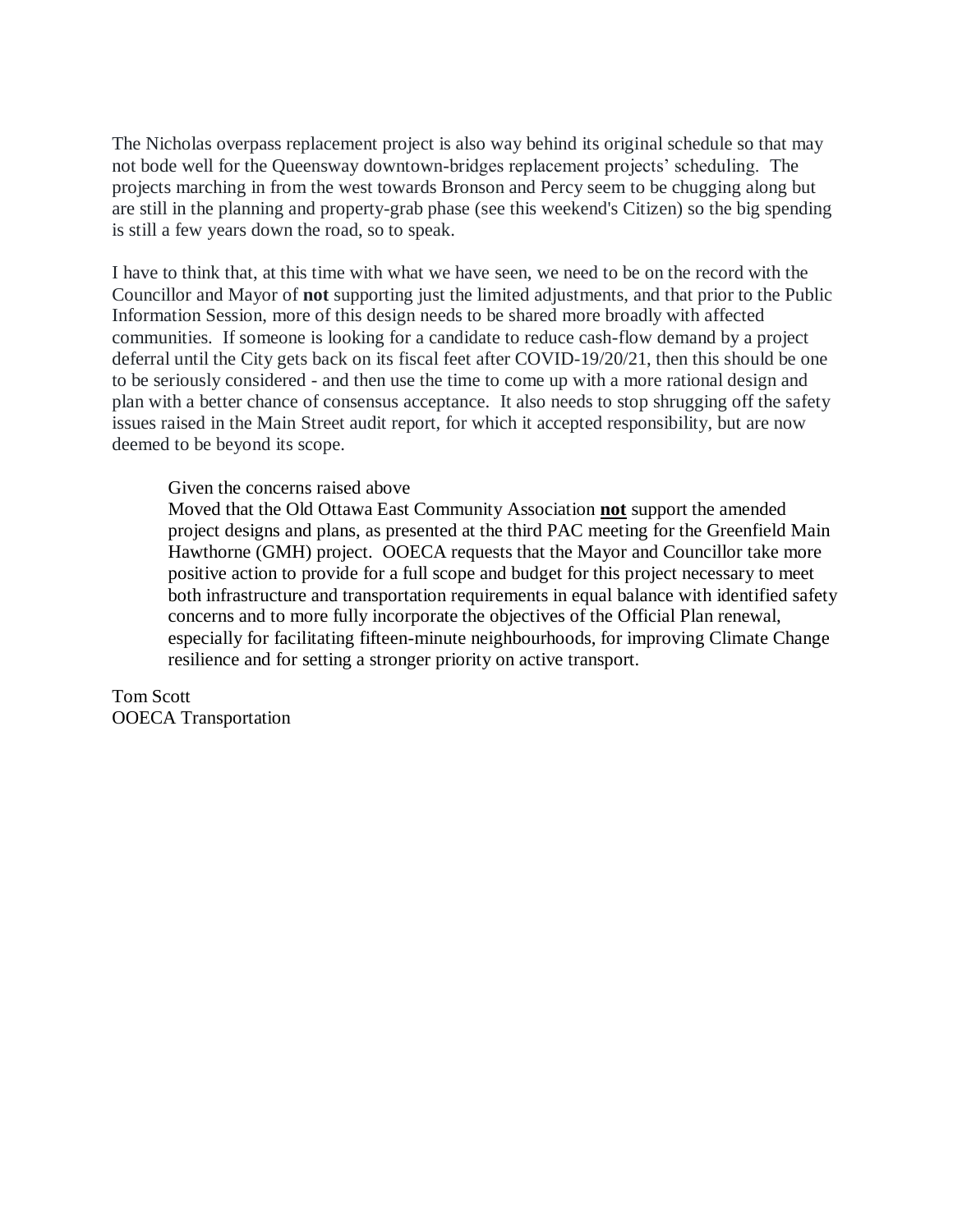The Nicholas overpass replacement project is also way behind its original schedule so that may not bode well for the Queensway downtown-bridges replacement projects' scheduling. The projects marching in from the west towards Bronson and Percy seem to be chugging along but are still in the planning and property-grab phase (see this weekend's Citizen) so the big spending is still a few years down the road, so to speak.

I have to think that, at this time with what we have seen, we need to be on the record with the Councillor and Mayor of **not** supporting just the limited adjustments, and that prior to the Public Information Session, more of this design needs to be shared more broadly with affected communities. If someone is looking for a candidate to reduce cash-flow demand by a project deferral until the City gets back on its fiscal feet after COVID-19/20/21, then this should be one to be seriously considered - and then use the time to come up with a more rational design and plan with a better chance of consensus acceptance. It also needs to stop shrugging off the safety issues raised in the Main Street audit report, for which it accepted responsibility, but are now deemed to be beyond its scope.

> Given the concerns raised above
> Moved that the Old Ottawa East Community Association <u>**not**</u> support the amended project designs and plans, as presented at the third PAC meeting for the Greenfield Main Hawthorne (GMH) project. OOECA requests that the Mayor and Councillor take more positive action to provide for a full scope and budget for this project necessary to meet both infrastructure and transportation requirements in equal balance with identified safety concerns and to more fully incorporate the objectives of the Official Plan renewal, especially for facilitating fifteen-minute neighbourhoods, for improving Climate Change resilience and for setting a stronger priority on active transport.

Tom Scott
OOECA Transportation